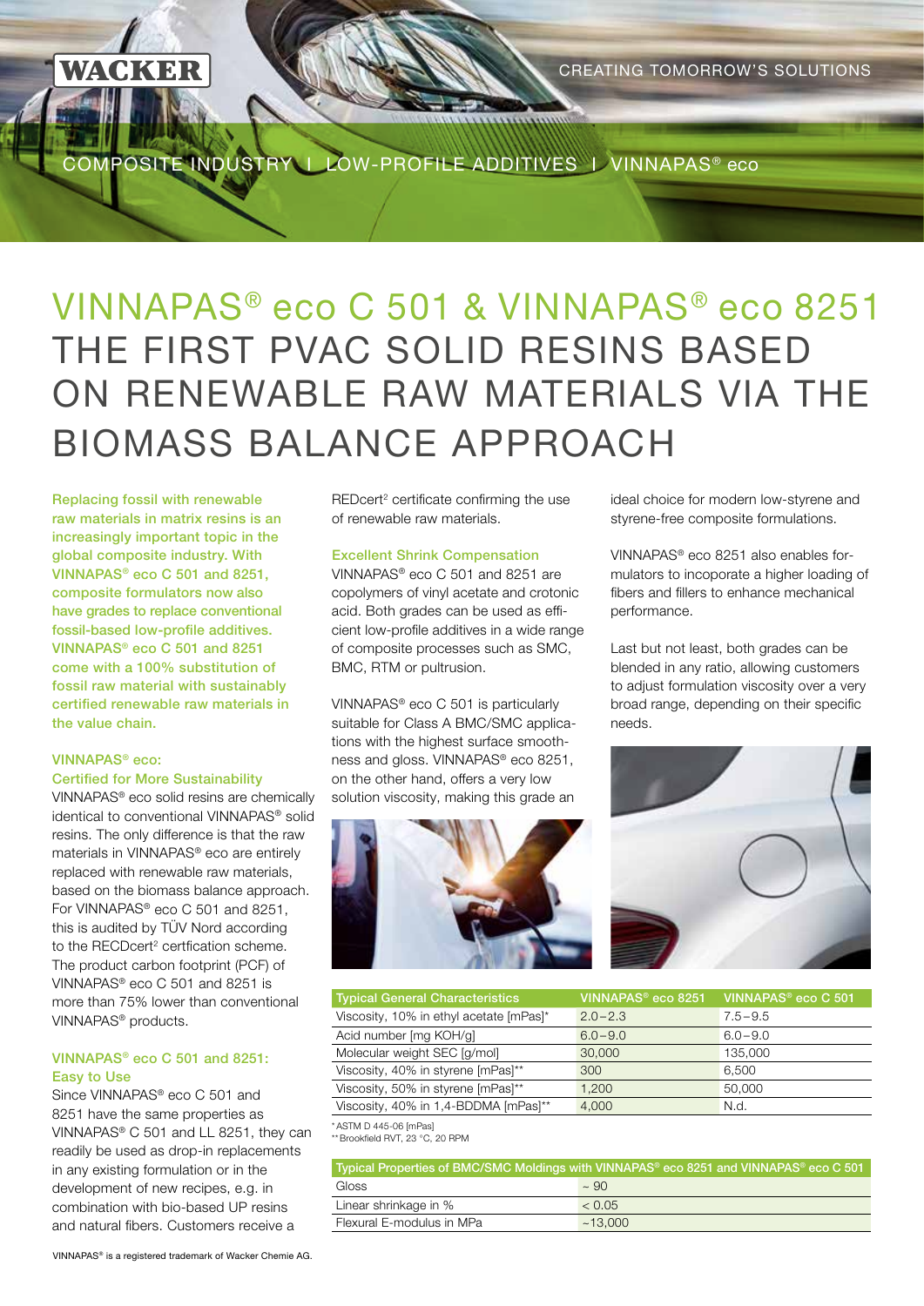COMPOSITE INDUSTRY I LOW-PROFILE ADDITIVES I VINNAPAS® eco

# VINNAPAS® eco C 501 & VINNAPAS® eco 8251 THE FIRST PVAC SOLID RESINS BASED ON RENEWABLE RAW MATERIALS VIA THE BIOMASS BALANCE APPROACH

**Replacing fossil with renewable raw materials in matrix resins is an increasingly important topic in the global composite industry. With VINNAPAS® eco C 501 and 8251, composite formulators now also have grades to replace conventional fossil-based low-profile additives. VINNAPAS® eco C 501 and 8251 come with a 100% substitution of fossil raw material with sustainably certified renewable raw materials in the value chain.**

## VINNAPAS® eco: Certified for More Sustainability

VINNAPAS® eco solid resins are chemically identical to conventional VINNAPAS® solid resins. The only difference is that the raw materials in VINNAPAS® eco are entirely replaced with renewable raw materials, based on the biomass balance approach. For VINNAPAS® eco C 501 and 8251, this is audited by TÜV Nord according to the REDcert[2] certfication scheme. The product carbon footprint (PCF) of VINNAPAS® eco C 501 and 8251 is more than 75% lower than conventional VINNAPAS® products.

## VINNAPAS® eco C 501 and 8251: Easy to Use

Since VINNAPAS® eco C 501 and 8251 have the same properties as VINNAPAS® C 501 and LL 8251, they can readily be used as drop-in replacements in any existing formulation or in the development of new recipes, e.g. in combination with bio-based UP resins and natural fibers. Customers receive a REDcert[2] certificate confirming the use of renewable raw materials.

## Excellent Shrink Compensation

VINNAPAS® eco C 501 and 8251 are copolymers of vinyl acetate and crotonic acid. Both grades can be used as efficient low-profile additives in a wide range of composite processes such as SMC, BMC, RTM or pultrusion.

VINNAPAS® eco C 501 is particularly suitable for Class A BMC/SMC applications with the highest surface smoothness and gloss. VINNAPAS® eco 8251, on the other hand, offers a very low solution viscosity, making this grade an ideal choice for modern low-styrene and styrene-free composite formulations.

VINNAPAS® eco 8251 also enables formulators to incoporate a higher loading of fibers and fillers to enhance mechanical performance.

Last but not least, both grades can be blended in any ratio, allowing customers to adjust formulation viscosity over a very broad range, depending on their specific needs.

| Typical General Characteristics | VINNAPAS® eco 8251 | VINNAPAS® eco C 501 |
|---|---|---|
| Viscosity, 10% in ethyl acetate [mPas]* | 2.0 – 2.3 | 7.5 – 9.5 |
| Acid number [mg KOH/g] | 6.0 – 9.0 | 6.0 – 9.0 |
| Molecular weight SEC [g/mol] | 30,000 | 135,000 |
| Viscosity, 40% in styrene [mPas]** | 300 | 6,500 |
| Viscosity, 50% in styrene [mPas]** | 1,200 | 50,000 |
| Viscosity, 40% in 1,4-BDDMA [mPas]** | 4,000 | N.d. |

* ASTM D 445-06 [mPas]
** Brookfield RVT, 23 °C, 20 RPM

| Typical Properties of BMC/SMC Moldings with VINNAPAS® eco 8251 and VINNAPAS® eco C 501 | |
|---|---|
| Gloss | ~ 90 |
| Linear shrinkage in % | < 0.05 |
| Flexural E-modulus in MPa | ~13,000 |

VINNAPAS® is a registered trademark of Wacker Chemie AG.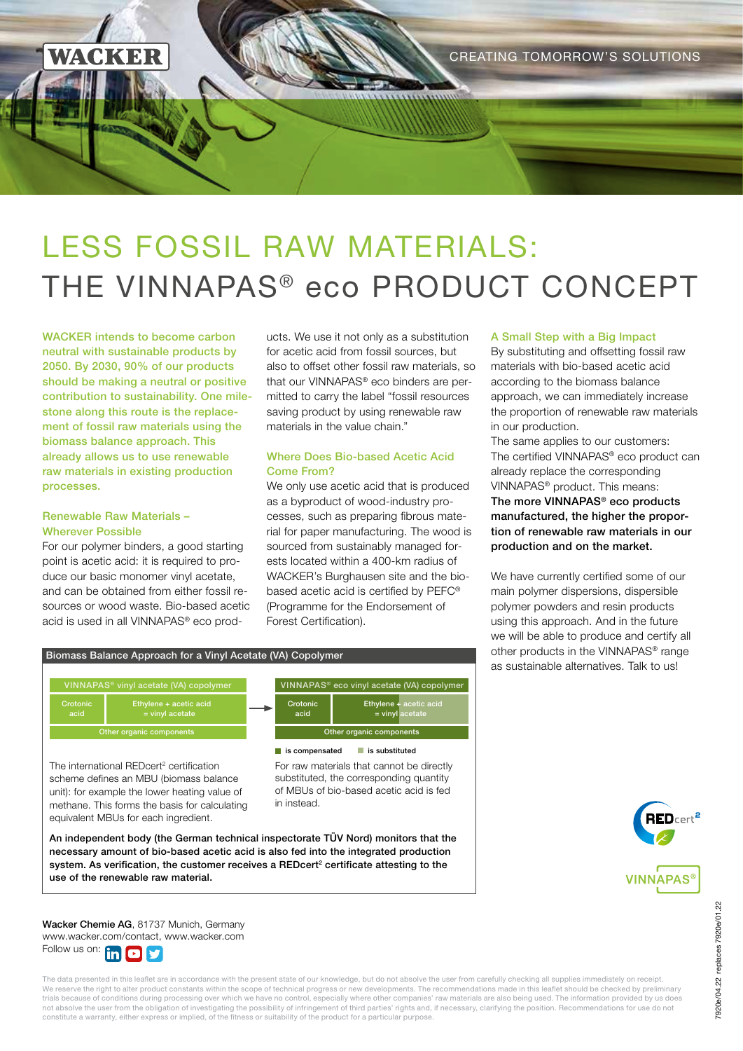WACKER

CREATING TOMORROW'S SOLUTIONS

# LESS FOSSIL RAW MATERIALS: THE VINNAPAS® eco PRODUCT CONCEPT

**WACKER intends to become carbon neutral with sustainable products by 2050. By 2030, 90% of our products should be making a neutral or positive contribution to sustainability. One milestone along this route is the replacement of fossil raw materials using the biomass balance approach. This already allows us to use renewable raw materials in existing production processes.**

## Renewable Raw Materials – Wherever Possible

For our polymer binders, a good starting point is acetic acid: it is required to produce our basic monomer vinyl acetate, and can be obtained from either fossil resources or wood waste. Bio-based acetic acid is used in all VINNAPAS® eco products. We use it not only as a substitution for acetic acid from fossil sources, but also to offset other fossil raw materials, so that our VINNAPAS® eco binders are permitted to carry the label "fossil resources saving product by using renewable raw materials in the value chain."

## Where Does Bio-based Acetic Acid Come From?

We only use acetic acid that is produced as a byproduct of wood-industry processes, such as preparing fibrous material for paper manufacturing. The wood is sourced from sustainably managed forests located within a 400-km radius of WACKER's Burghausen site and the bio-based acetic acid is certified by PEFC® (Programme for the Endorsement of Forest Certification).

## A Small Step with a Big Impact

By substituting and offsetting fossil raw materials with bio-based acetic acid according to the biomass balance approach, we can immediately increase the proportion of renewable raw materials in our production.

The same applies to our customers: The certified VINNAPAS® eco product can already replace the corresponding VINNAPAS® product. This means: **The more VINNAPAS® eco products manufactured, the higher the proportion of renewable raw materials in our production and on the market.**

We have currently certified some of our main polymer dispersions, dispersible polymer powders and resin products using this approach. And in the future we will be able to produce and certify all other products in the VINNAPAS® range as sustainable alternatives. Talk to us!

## Biomass Balance Approach for a Vinyl Acetate (VA) Copolymer

VINNAPAS® vinyl acetate (VA) copolymer

Crotonic acid

Ethylene + acetic acid = vinyl acetate

Other organic components

VINNAPAS® eco vinyl acetate (VA) copolymer

Crotonic acid

Ethylene + acetic acid = vinyl acetate

Other organic components

is compensated

is substituted

The international REDcert[2] certification scheme defines an MBU (biomass balance unit): for example the lower heating value of methane. This forms the basis for calculating equivalent MBUs for each ingredient.

For raw materials that cannot be directly substituted, the corresponding quantity of MBUs of bio-based acetic acid is fed in instead.

**An independent body (the German technical inspectorate TÜV Nord) monitors that the necessary amount of bio-based acetic acid is also fed into the integrated production system. As verification, the customer receives a REDcert[2] certificate attesting to the use of the renewable raw material.**

REDcert[2]

VINNAPAS®

**Wacker Chemie AG**, 81737 Munich, Germany
www.wacker.com/contact, www.wacker.com
Follow us on:

The data presented in this leaflet are in accordance with the present state of our knowledge, but do not absolve the user from carefully checking all supplies immediately on receipt. We reserve the right to alter product constants within the scope of technical progress or new developments. The recommendations made in this leaflet should be checked by preliminary trials because of conditions during processing over which we have no control, especially where other companies' raw materials are also being used. The information provided by us does not absolve the user from the obligation of investigating the possibility of infringement of third parties' rights and, if necessary, clarifying the position. Recommendations for use do not constitute a warranty, either express or implied, of the fitness or suitability of the product for a particular purpose.

7920e/04.22 replaces 7920e/01.22